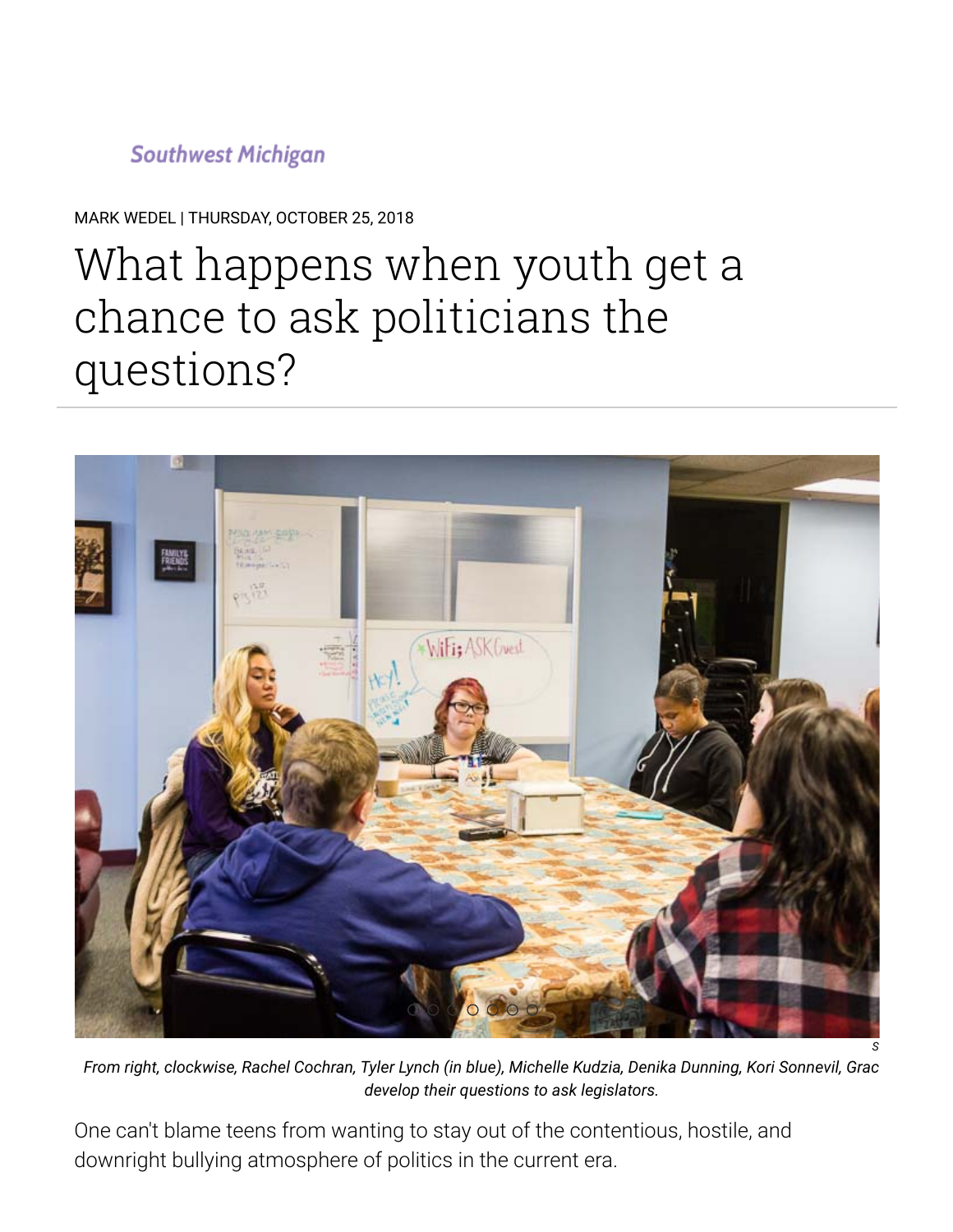Southwest Michigan

MARK WEDEL | THURSDAY, OCTOBER 25, 2018

# What happens when youth get a chance to ask politicians the questions?

*From right, clockwise, Rachel Cochran, Tyler Lynch (in blue), Michelle Kudzia, Denika Dunning, Kori Sonnevil, Grac develop their questions to ask legislators.*

One can't blame teens from wanting to stay out of the contentious, hostile, and downright bullying atmosphere of politics in the current era.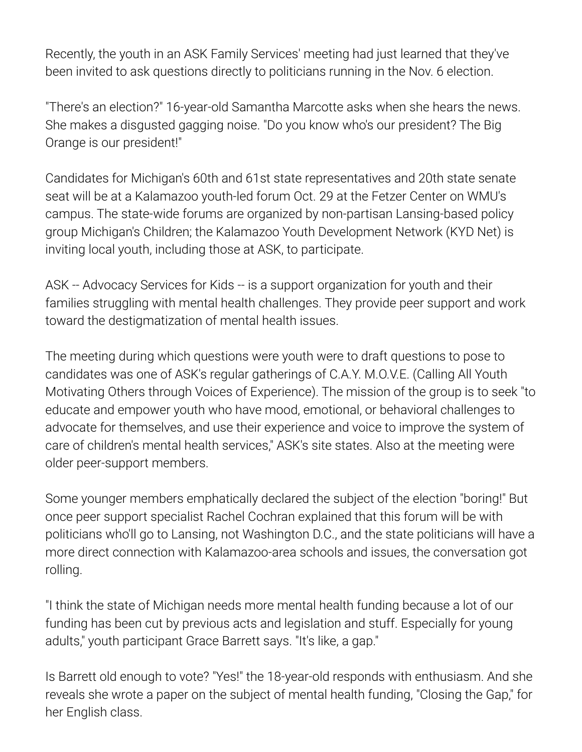Recently, the youth in an ASK Family Services' meeting had just learned that they've been invited to ask questions directly to politicians running in the Nov. 6 election.

"There's an election?" 16-year-old Samantha Marcotte asks when she hears the news. She makes a disgusted gagging noise. "Do you know who's our president? The Big Orange is our president!"

Candidates for Michigan's 60th and 61st state representatives and 20th state senate seat will be at a Kalamazoo youth-led forum Oct. 29 at the Fetzer Center on WMU's campus. The state-wide forums are organized by non-partisan Lansing-based policy group Michigan's Children; the Kalamazoo Youth Development Network (KYD Net) is inviting local youth, including those at ASK, to participate.

ASK -- Advocacy Services for Kids -- is a support organization for youth and their families struggling with mental health challenges. They provide peer support and work toward the destigmatization of mental health issues.

The meeting during which questions were youth were to draft questions to pose to candidates was one of ASK's regular gatherings of C.A.Y. M.O.V.E. (Calling All Youth Motivating Others through Voices of Experience). The mission of the group is to seek "to educate and empower youth who have mood, emotional, or behavioral challenges to advocate for themselves, and use their experience and voice to improve the system of care of children's mental health services," ASK's site states. Also at the meeting were older peer-support members.

Some younger members emphatically declared the subject of the election "boring!" But once peer support specialist Rachel Cochran explained that this forum will be with politicians who'll go to Lansing, not Washington D.C., and the state politicians will have a more direct connection with Kalamazoo-area schools and issues, the conversation got rolling.

"I think the state of Michigan needs more mental health funding because a lot of our funding has been cut by previous acts and legislation and stuff. Especially for young adults," youth participant Grace Barrett says. "It's like, a gap."

Is Barrett old enough to vote? "Yes!" the 18-year-old responds with enthusiasm. And she reveals she wrote a paper on the subject of mental health funding, "Closing the Gap," for her English class.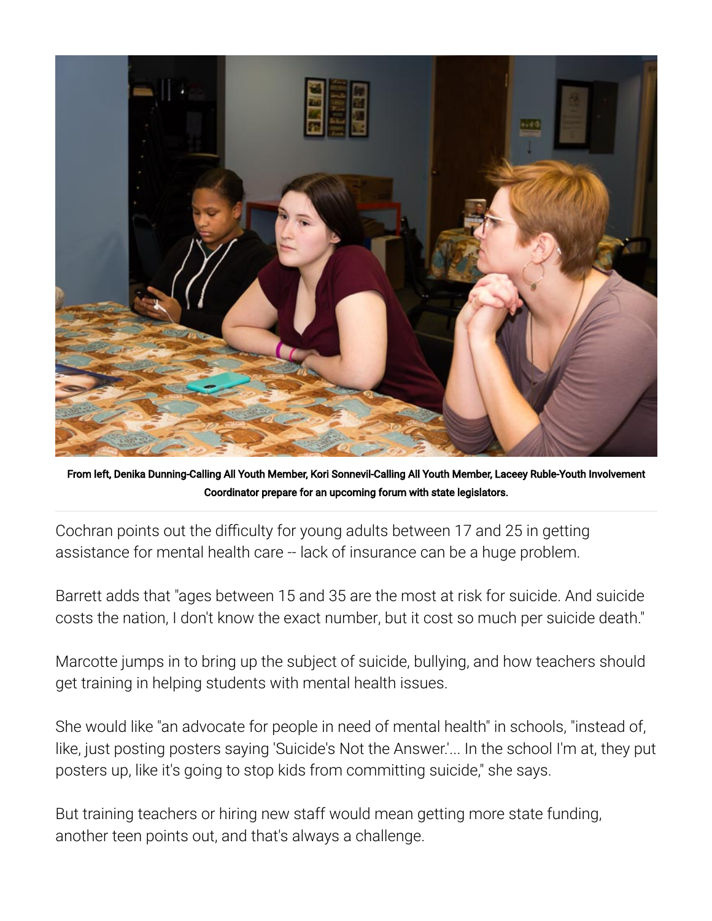**From left, Denika Dunning-Calling All Youth Member, Kori Sonnevil-Calling All Youth Member, Laceey Ruble-Youth Involvement Coordinator prepare for an upcoming forum with state legislators.**

Cochran points out the difficulty for young adults between 17 and 25 in getting assistance for mental health care -- lack of insurance can be a huge problem.

Barrett adds that "ages between 15 and 35 are the most at risk for suicide. And suicide costs the nation, I don't know the exact number, but it cost so much per suicide death."

Marcotte jumps in to bring up the subject of suicide, bullying, and how teachers should get training in helping students with mental health issues.

She would like "an advocate for people in need of mental health" in schools, "instead of, like, just posting posters saying 'Suicide's Not the Answer.'... In the school I'm at, they put posters up, like it's going to stop kids from committing suicide," she says.

But training teachers or hiring new staff would mean getting more state funding, another teen points out, and that's always a challenge.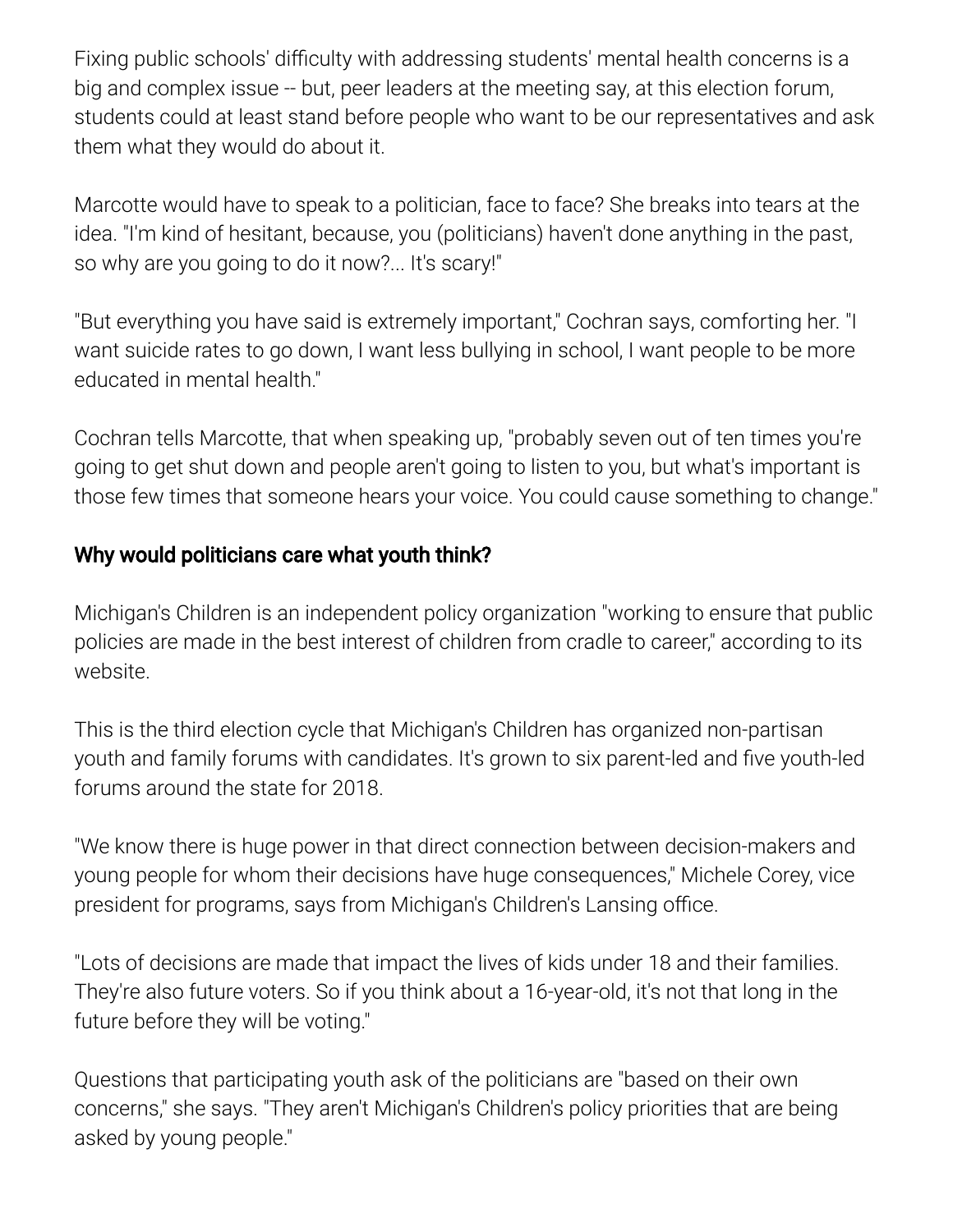Fixing public schools' difficulty with addressing students' mental health concerns is a big and complex issue -- but, peer leaders at the meeting say, at this election forum, students could at least stand before people who want to be our representatives and ask them what they would do about it.

Marcotte would have to speak to a politician, face to face? She breaks into tears at the idea. "I'm kind of hesitant, because, you (politicians) haven't done anything in the past, so why are you going to do it now?... It's scary!"

"But everything you have said is extremely important," Cochran says, comforting her. "I want suicide rates to go down, I want less bullying in school, I want people to be more educated in mental health."

Cochran tells Marcotte, that when speaking up, "probably seven out of ten times you're going to get shut down and people aren't going to listen to you, but what's important is those few times that someone hears your voice. You could cause something to change."

## Why would politicians care what youth think?

Michigan's Children is an independent policy organization "working to ensure that public policies are made in the best interest of children from cradle to career," according to its website.

This is the third election cycle that Michigan's Children has organized non-partisan youth and family forums with candidates. It's grown to six parent-led and five youth-led forums around the state for 2018.

"We know there is huge power in that direct connection between decision-makers and young people for whom their decisions have huge consequences," Michele Corey, vice president for programs, says from Michigan's Children's Lansing office.

"Lots of decisions are made that impact the lives of kids under 18 and their families. They're also future voters. So if you think about a 16-year-old, it's not that long in the future before they will be voting."

Questions that participating youth ask of the politicians are "based on their own concerns," she says. "They aren't Michigan's Children's policy priorities that are being asked by young people."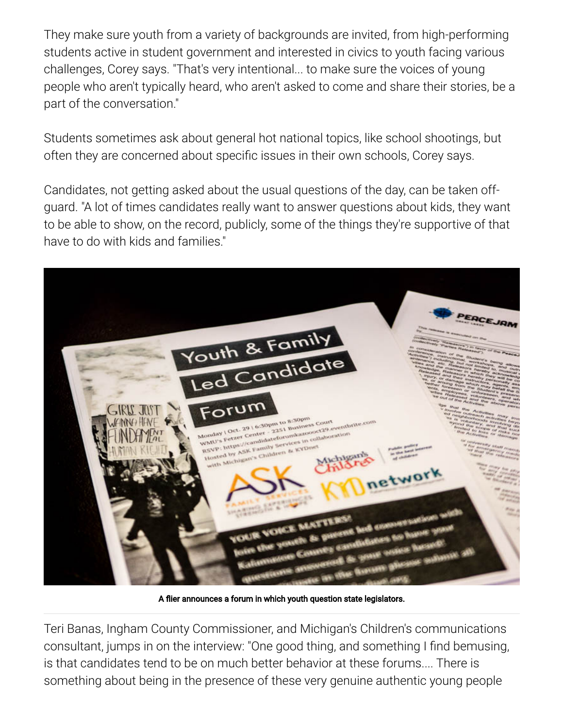They make sure youth from a variety of backgrounds are invited, from high-performing students active in student government and interested in civics to youth facing various challenges, Corey says. "That's very intentional... to make sure the voices of young people who aren't typically heard, who aren't asked to come and share their stories, be a part of the conversation."

Students sometimes ask about general hot national topics, like school shootings, but often they are concerned about specific issues in their own schools, Corey says.

Candidates, not getting asked about the usual questions of the day, can be taken off-guard. "A lot of times candidates really want to answer questions about kids, they want to be able to show, on the record, publicly, some of the things they're supportive of that have to do with kids and families."

**A flier announces a forum in which youth question state legislators.**

Teri Banas, Ingham County Commissioner, and Michigan's Children's communications consultant, jumps in on the interview: "One good thing, and something I find bemusing, is that candidates tend to be on much better behavior at these forums.... There is something about being in the presence of these very genuine authentic young people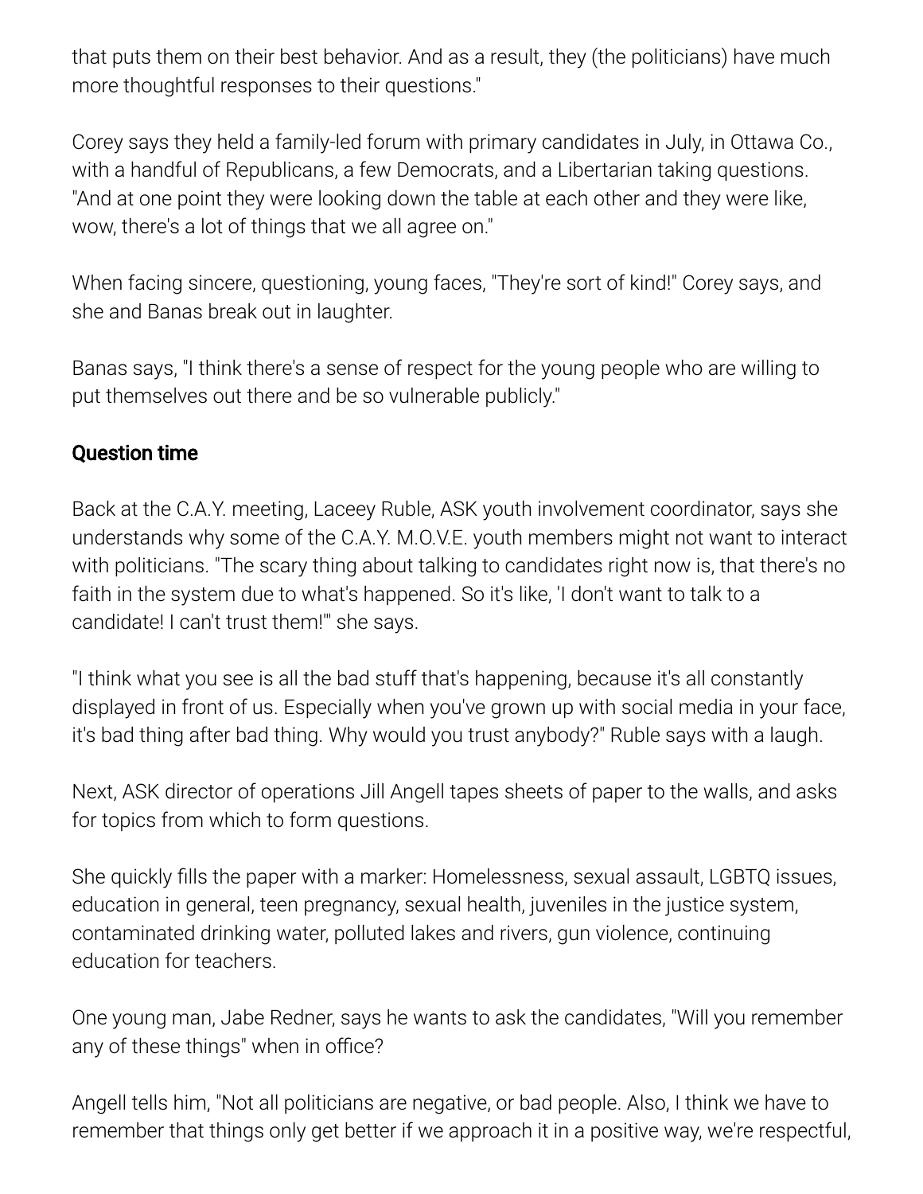that puts them on their best behavior. And as a result, they (the politicians) have much more thoughtful responses to their questions."

Corey says they held a family-led forum with primary candidates in July, in Ottawa Co., with a handful of Republicans, a few Democrats, and a Libertarian taking questions. "And at one point they were looking down the table at each other and they were like, wow, there's a lot of things that we all agree on."

When facing sincere, questioning, young faces, "They're sort of kind!" Corey says, and she and Banas break out in laughter.

Banas says, "I think there's a sense of respect for the young people who are willing to put themselves out there and be so vulnerable publicly."

**Question time**

Back at the C.A.Y. meeting, Laceey Ruble, ASK youth involvement coordinator, says she understands why some of the C.A.Y. M.O.V.E. youth members might not want to interact with politicians. "The scary thing about talking to candidates right now is, that there's no faith in the system due to what's happened. So it's like, 'I don't want to talk to a candidate! I can't trust them!'" she says.

"I think what you see is all the bad stuff that's happening, because it's all constantly displayed in front of us. Especially when you've grown up with social media in your face, it's bad thing after bad thing. Why would you trust anybody?" Ruble says with a laugh.

Next, ASK director of operations Jill Angell tapes sheets of paper to the walls, and asks for topics from which to form questions.

She quickly fills the paper with a marker: Homelessness, sexual assault, LGBTQ issues, education in general, teen pregnancy, sexual health, juveniles in the justice system, contaminated drinking water, polluted lakes and rivers, gun violence, continuing education for teachers.

One young man, Jabe Redner, says he wants to ask the candidates, "Will you remember any of these things" when in office?

Angell tells him, "Not all politicians are negative, or bad people. Also, I think we have to remember that things only get better if we approach it in a positive way, we're respectful,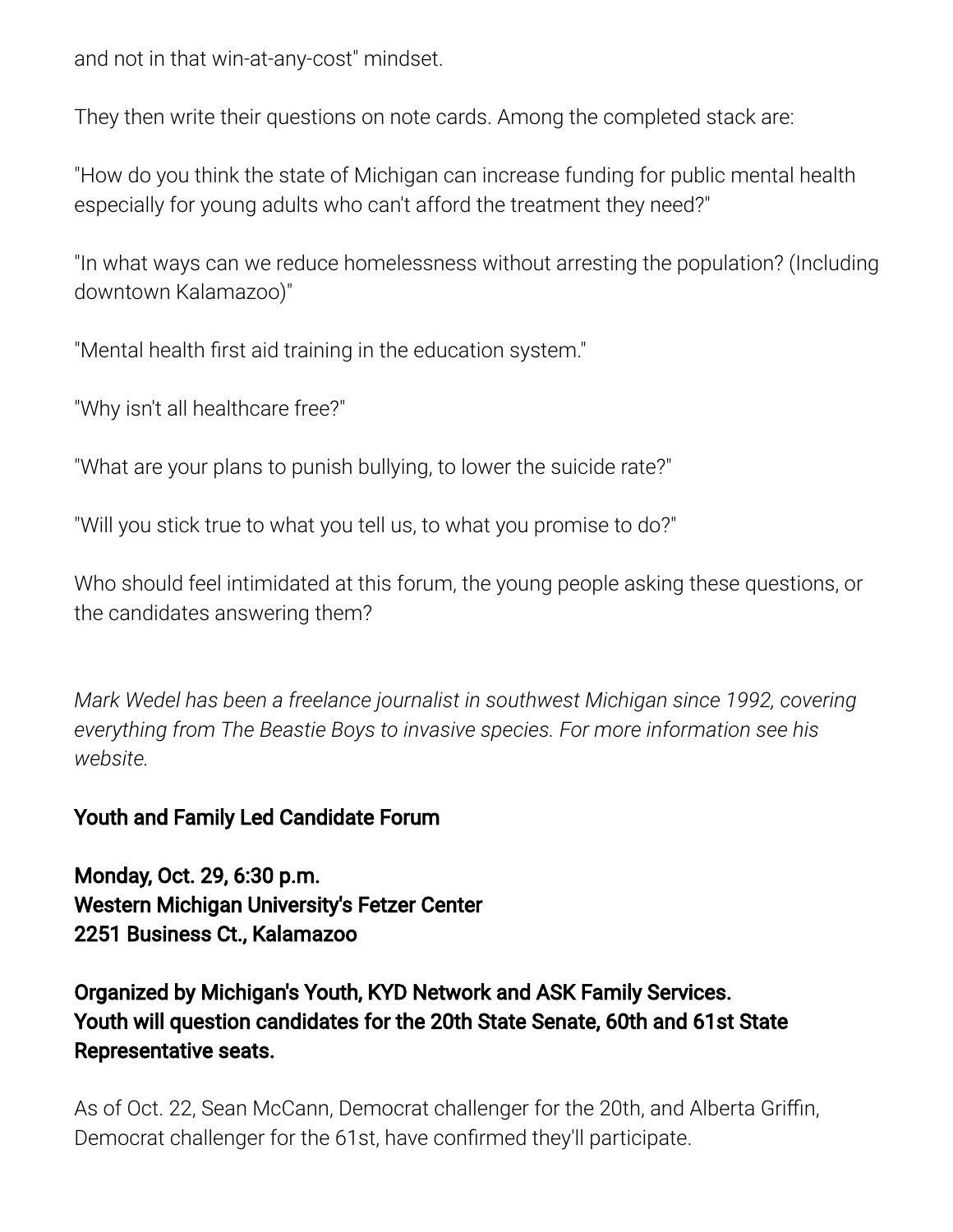and not in that win-at-any-cost" mindset.

They then write their questions on note cards. Among the completed stack are:

"How do you think the state of Michigan can increase funding for public mental health especially for young adults who can't afford the treatment they need?"

"In what ways can we reduce homelessness without arresting the population? (Including downtown Kalamazoo)"

"Mental health first aid training in the education system."

"Why isn't all healthcare free?"

"What are your plans to punish bullying, to lower the suicide rate?"

"Will you stick true to what you tell us, to what you promise to do?"

Who should feel intimidated at this forum, the young people asking these questions, or the candidates answering them?

*Mark Wedel has been a freelance journalist in southwest Michigan since 1992, covering everything from The Beastie Boys to invasive species. For more information see his website.*

**Youth and Family Led Candidate Forum**

**Monday, Oct. 29, 6:30 p.m.**
**Western Michigan University's Fetzer Center**
**2251 Business Ct., Kalamazoo**

**Organized by Michigan's Youth, KYD Network and ASK Family Services.**
**Youth will question candidates for the 20th State Senate, 60th and 61st State Representative seats.**

As of Oct. 22, Sean McCann, Democrat challenger for the 20th, and Alberta Griffin, Democrat challenger for the 61st, have confirmed they'll participate.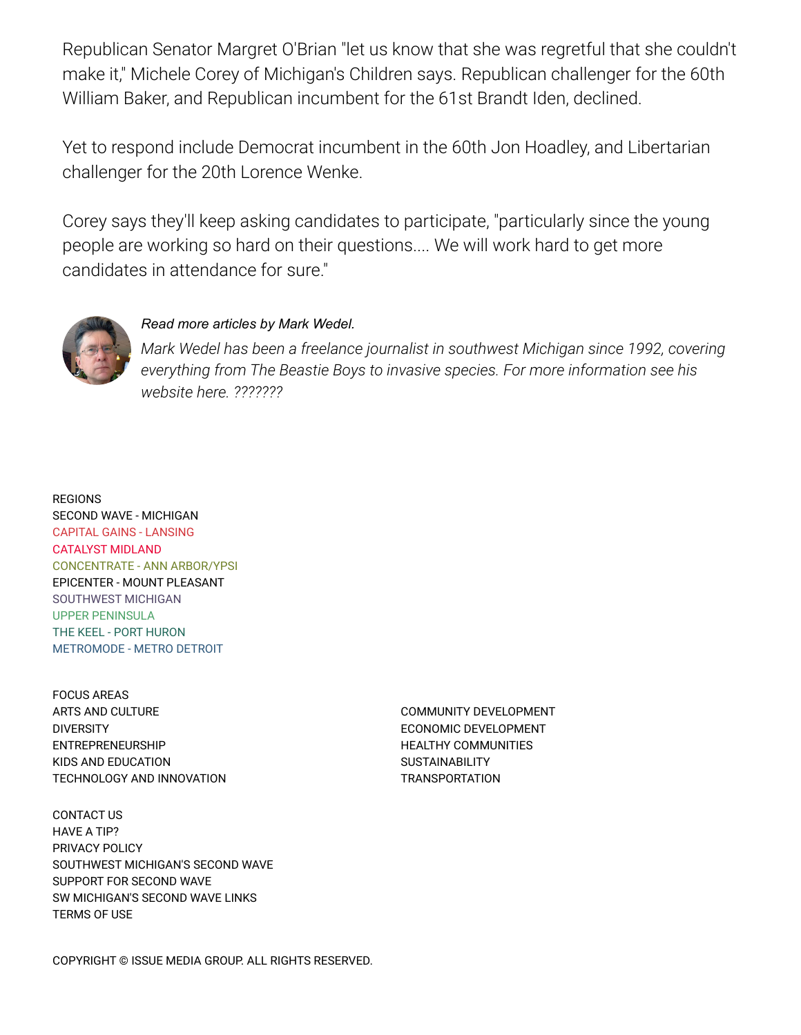Republican Senator Margret O'Brian "let us know that she was regretful that she couldn't make it," Michele Corey of Michigan's Children says. Republican challenger for the 60th William Baker, and Republican incumbent for the 61st Brandt Iden, declined.

Yet to respond include Democrat incumbent in the 60th Jon Hoadley, and Libertarian challenger for the 20th Lorence Wenke.

Corey says they'll keep asking candidates to participate, "particularly since the young people are working so hard on their questions.... We will work hard to get more candidates in attendance for sure."

*Read more articles by Mark Wedel.*

*Mark Wedel has been a freelance journalist in southwest Michigan since 1992, covering everything from The Beastie Boys to invasive species. For more information see his website here. ???????*

REGIONS
SECOND WAVE - MICHIGAN
CAPITAL GAINS - LANSING
CATALYST MIDLAND
CONCENTRATE - ANN ARBOR/YPSI
EPICENTER - MOUNT PLEASANT
SOUTHWEST MICHIGAN
UPPER PENINSULA
THE KEEL - PORT HURON
METROMODE - METRO DETROIT

FOCUS AREAS
ARTS AND CULTURE
DIVERSITY
ENTREPRENEURSHIP
KIDS AND EDUCATION
TECHNOLOGY AND INNOVATION
COMMUNITY DEVELOPMENT
ECONOMIC DEVELOPMENT
HEALTHY COMMUNITIES
SUSTAINABILITY
TRANSPORTATION

CONTACT US
HAVE A TIP?
PRIVACY POLICY
SOUTHWEST MICHIGAN'S SECOND WAVE
SUPPORT FOR SECOND WAVE
SW MICHIGAN'S SECOND WAVE LINKS
TERMS OF USE

COPYRIGHT © ISSUE MEDIA GROUP. ALL RIGHTS RESERVED.